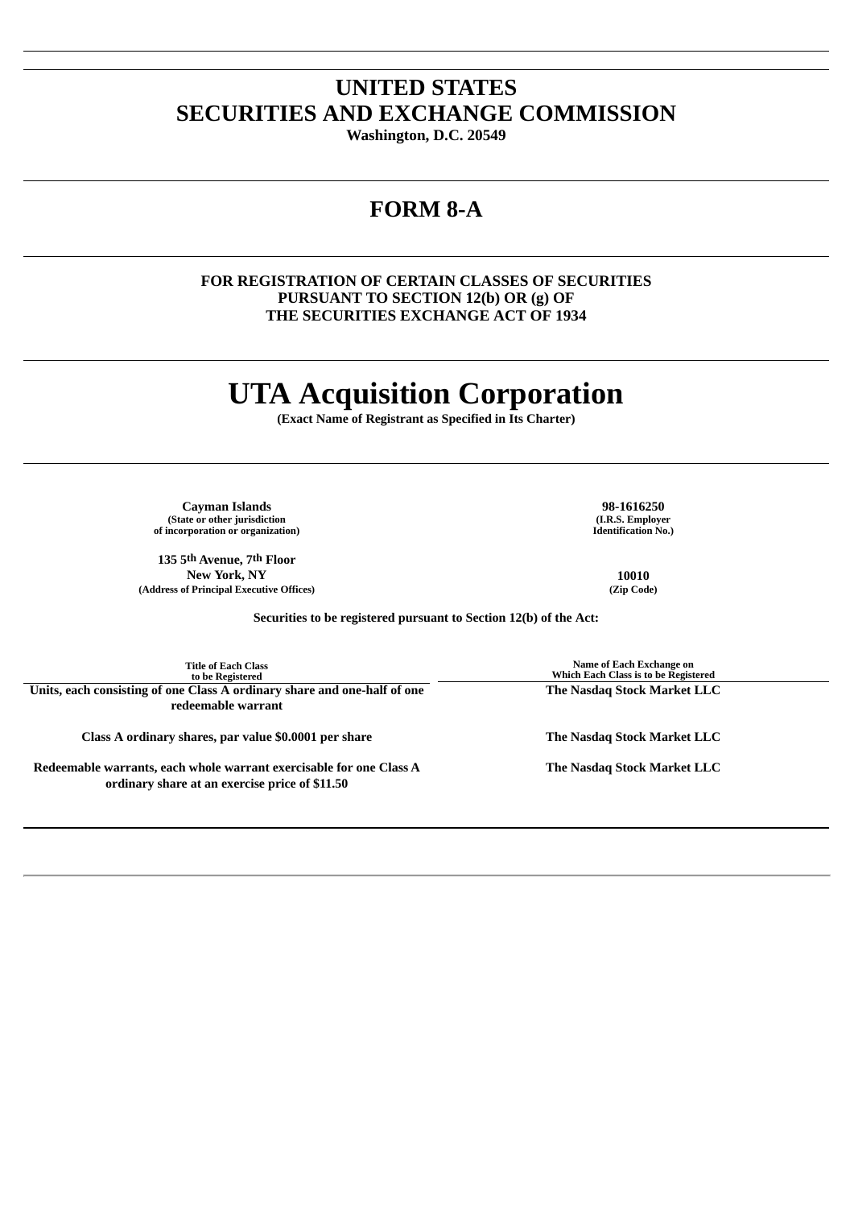# UNITED STATES
# SECURITIES AND EXCHANGE COMMISSION

**Washington, D.C. 20549**

## FORM 8-A

**FOR REGISTRATION OF CERTAIN CLASSES OF SECURITIES PURSUANT TO SECTION 12(b) OR (g) OF THE SECURITIES EXCHANGE ACT OF 1934**

# UTA Acquisition Corporation

**(Exact Name of Registrant as Specified in Its Charter)**

| | |
|---|---|
| **Cayman Islands**<br>(State or other jurisdiction of incorporation or organization) | **98-1616250**<br>(I.R.S. Employer Identification No.) |
| **135 5th Avenue, 7th Floor**<br>**New York, NY**<br>(Address of Principal Executive Offices) | **10010**<br>(Zip Code) |

**Securities to be registered pursuant to Section 12(b) of the Act:**

| Title of Each Class to be Registered | Name of Each Exchange on Which Each Class is to be Registered |
|---|---|
| **Units, each consisting of one Class A ordinary share and one-half of one redeemable warrant** | **The Nasdaq Stock Market LLC** |
| **Class A ordinary shares, par value $0.0001 per share** | **The Nasdaq Stock Market LLC** |
| **Redeemable warrants, each whole warrant exercisable for one Class A ordinary share at an exercise price of $11.50** | **The Nasdaq Stock Market LLC** |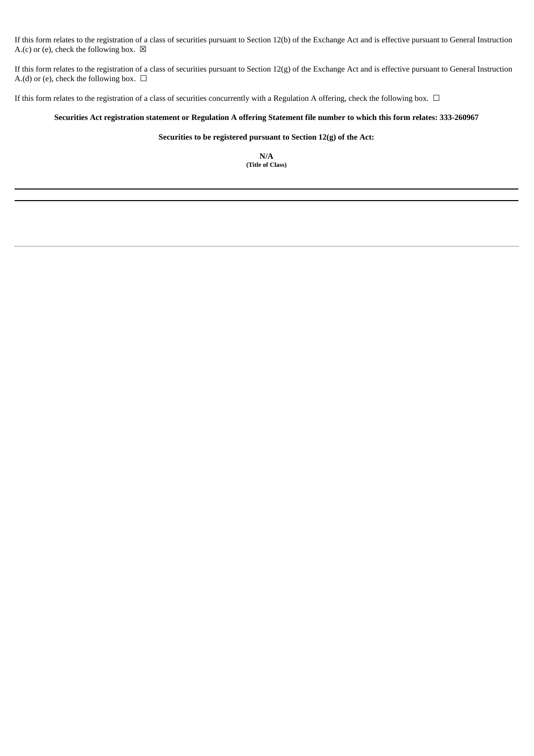If this form relates to the registration of a class of securities pursuant to Section 12(b) of the Exchange Act and is effective pursuant to General Instruction A.(c) or (e), check the following box. ☒

If this form relates to the registration of a class of securities pursuant to Section 12(g) of the Exchange Act and is effective pursuant to General Instruction A.(d) or (e), check the following box. ☐

If this form relates to the registration of a class of securities concurrently with a Regulation A offering, check the following box. ☐

**Securities Act registration statement or Regulation A offering Statement file number to which this form relates: 333-260967**

**Securities to be registered pursuant to Section 12(g) of the Act:**

**N/A**
**(Title of Class)**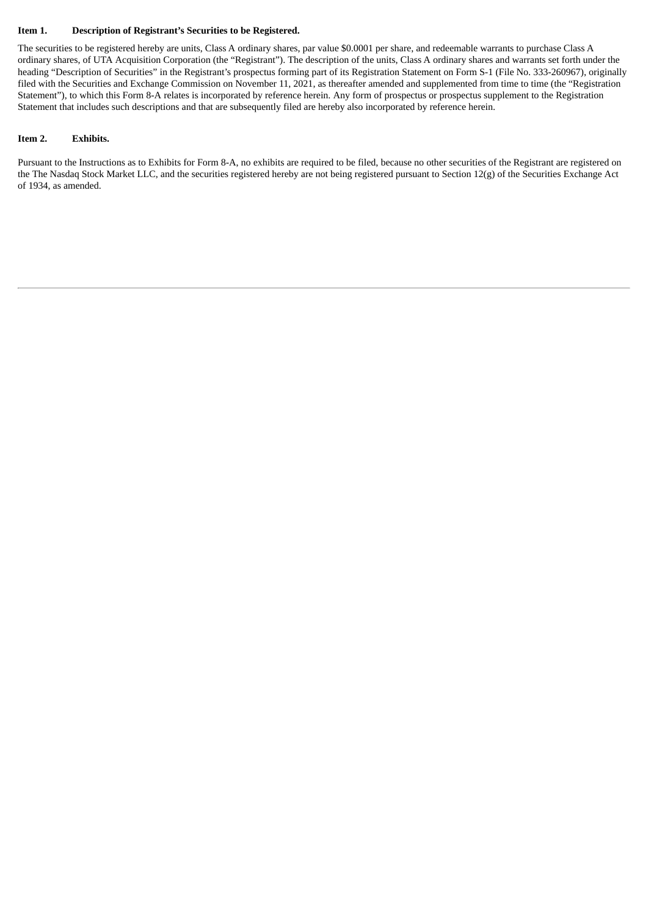**Item 1. Description of Registrant's Securities to be Registered.**

The securities to be registered hereby are units, Class A ordinary shares, par value $0.0001 per share, and redeemable warrants to purchase Class A ordinary shares, of UTA Acquisition Corporation (the "Registrant"). The description of the units, Class A ordinary shares and warrants set forth under the heading "Description of Securities" in the Registrant's prospectus forming part of its Registration Statement on Form S-1 (File No. 333-260967), originally filed with the Securities and Exchange Commission on November 11, 2021, as thereafter amended and supplemented from time to time (the "Registration Statement"), to which this Form 8-A relates is incorporated by reference herein. Any form of prospectus or prospectus supplement to the Registration Statement that includes such descriptions and that are subsequently filed are hereby also incorporated by reference herein.

**Item 2. Exhibits.**

Pursuant to the Instructions as to Exhibits for Form 8-A, no exhibits are required to be filed, because no other securities of the Registrant are registered on the The Nasdaq Stock Market LLC, and the securities registered hereby are not being registered pursuant to Section 12(g) of the Securities Exchange Act of 1934, as amended.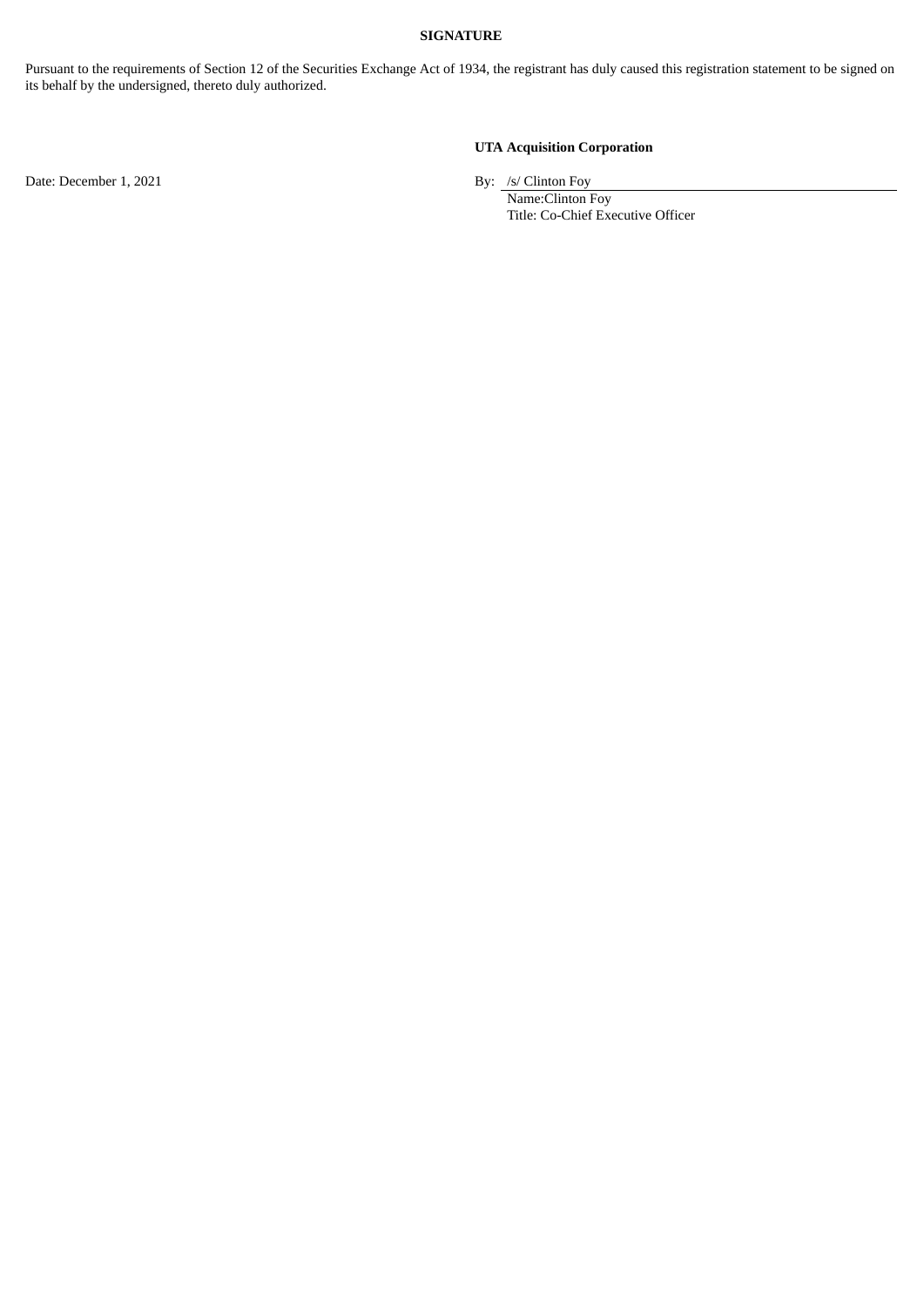**SIGNATURE**

Pursuant to the requirements of Section 12 of the Securities Exchange Act of 1934, the registrant has duly caused this registration statement to be signed on its behalf by the undersigned, thereto duly authorized.

**UTA Acquisition Corporation**

Date: December 1, 2021

By: /s/ Clinton Foy
Name:Clinton Foy
Title: Co-Chief Executive Officer